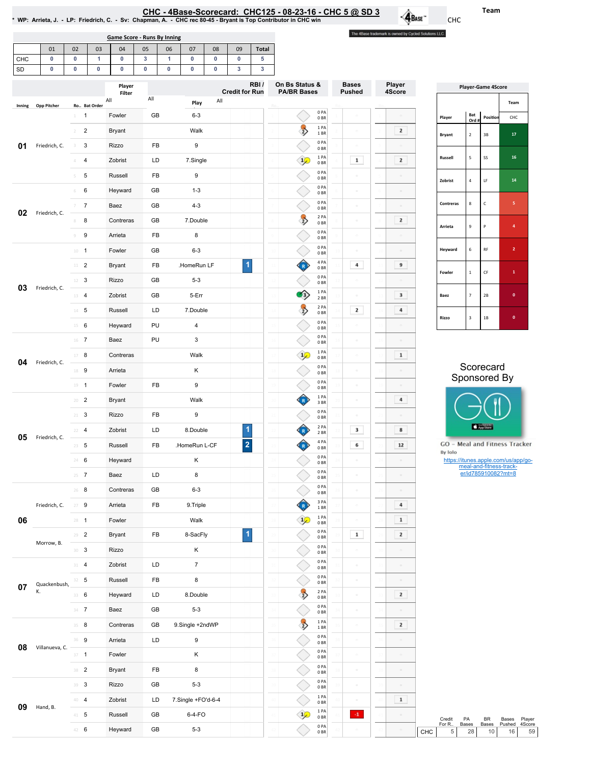# CHC - 4Base-Scorecard: CHC125 - 08-23-16 - CHC 5 @ SD 3

* WP: Arrieta, J. - LP: Friedrich, C. - Sv: Chapman, A. - CHC rec 80-45 - Bryant is Top Contributor in CHC win

Team: CHC

The 4Base trademark is owned by Cycled Solutions LLC.

## Game Score - Runs By Inning

| | 01 | 02 | 03 | 04 | 05 | 06 | 07 | 08 | 09 | Total |
|---|---|---|---|---|---|---|---|---|---|---|
| CHC | 0 | 0 | 1 | 0 | 3 | 1 | 0 | 0 | 0 | 5 |
| SD | 0 | 0 | 0 | 0 | 0 | 0 | 0 | 0 | 3 | 3 |

| Inning | Opp Pitcher | Ro.. | Bat Order | Player | | Play | RBI / Credit for Run | On Bs Status & PA/BR Bases | Bases Pushed | Player 4Score |
|---|---|---|---|---|---|---|---|---|---|---|
| 01 | Friedrich, C. | 1 | 1 | Fowler | GB | 6-3 | | 0 PA 0 BR | | |
| | | 2 | 2 | Bryant | | Walk | | 1 PA 1 BR | | 2 |
| | | 3 | 3 | Rizzo | FB | 9 | | 0 PA 0 BR | | |
| | | 4 | 4 | Zobrist | LD | 7.Single | | 1 PA 0 BR | 1 | 2 |
| | | 5 | 5 | Russell | FB | 9 | | 0 PA 0 BR | | |
| 02 | Friedrich, C. | 6 | 6 | Heyward | GB | 1-3 | | 0 PA 0 BR | | |
| | | 7 | 7 | Baez | GB | 4-3 | | 0 PA 0 BR | | |
| | | 8 | 8 | Contreras | GB | 7.Double | | 2 PA 0 BR | | 2 |
| | | 9 | 9 | Arrieta | FB | 8 | | 0 PA 0 BR | | |
| 03 | Friedrich, C. | 10 | 1 | Fowler | GB | 6-3 | | 0 PA 0 BR | | |
| | | 11 | 2 | Bryant | FB | .HomeRun LF | 1 | 4 PA 0 BR | 4 | 9 |
| | | 12 | 3 | Rizzo | GB | 5-3 | | 0 PA 0 BR | | |
| | | 13 | 4 | Zobrist | GB | 5-Err | | 1 PA 2 BR | | 3 |
| | | 14 | 5 | Russell | LD | 7.Double | | 2 PA 0 BR | 2 | 4 |
| | | 15 | 6 | Heyward | PU | 4 | | 0 PA 0 BR | | |
| 04 | Friedrich, C. | 16 | 7 | Baez | PU | 3 | | 0 PA 0 BR | | |
| | | 17 | 8 | Contreras | | Walk | | 1 PA 0 BR | | 1 |
| | | 18 | 9 | Arrieta | | K | | 0 PA 0 BR | | |
| | | 19 | 1 | Fowler | FB | 9 | | 0 PA 0 BR | | |
| 05 | Friedrich, C. | 20 | 2 | Bryant | | Walk | | 1 PA 3 BR | | 4 |
| | | 21 | 3 | Rizzo | FB | 9 | | 0 PA 0 BR | | |
| | | 22 | 4 | Zobrist | LD | 8.Double | 1 | 2 PA 2 BR | 3 | 8 |
| | | 23 | 5 | Russell | FB | .HomeRun L-CF | 2 | 4 PA 0 BR | 6 | 12 |
| | | 24 | 6 | Heyward | | K | | 0 PA 0 BR | | |
| | | 25 | 7 | Baez | LD | 8 | | 0 PA 0 BR | | |
| 06 | Friedrich, C. | 26 | 8 | Contreras | GB | 6-3 | | 0 PA 0 BR | | |
| | | 27 | 9 | Arrieta | FB | 9.Triple | | 3 PA 1 BR | | 4 |
| | | 28 | 1 | Fowler | | Walk | | 1 PA 0 BR | | 1 |
| | Morrow, B. | 29 | 2 | Bryant | FB | 8-SacFly | 1 | 0 PA 0 BR | 1 | 2 |
| | | 30 | 3 | Rizzo | | K | | 0 PA 0 BR | | |
| 07 | Quackenbush, K. | 31 | 4 | Zobrist | LD | 7 | | 0 PA 0 BR | | |
| | | 32 | 5 | Russell | FB | 8 | | 0 PA 0 BR | | |
| | | 33 | 6 | Heyward | LD | 8.Double | | 2 PA 0 BR | | 2 |
| | | 34 | 7 | Baez | GB | 5-3 | | 0 PA 0 BR | | |
| 08 | Villanueva, C. | 35 | 8 | Contreras | GB | 9.Single +2ndWP | | 1 PA 1 BR | | 2 |
| | | 36 | 9 | Arrieta | LD | 9 | | 0 PA 0 BR | | |
| | | 37 | 1 | Fowler | | K | | 0 PA 0 BR | | |
| | | 38 | 2 | Bryant | FB | 8 | | 0 PA 0 BR | | |
| 09 | Hand, B. | 39 | 3 | Rizzo | GB | 5-3 | | 0 PA 0 BR | | |
| | | 40 | 4 | Zobrist | LD | 7.Single +FO'd-6-4 | | 1 PA 0 BR | | 1 |
| | | 41 | 5 | Russell | GB | 6-4-FO | | 1 PA 0 BR | -1 | |
| | | 42 | 6 | Heyward | GB | 5-3 | | 0 PA 0 BR | | |

## Player-Game 4Score

| Player | Bat Ord # | Position | CHC |
|---|---|---|---|
| Bryant | 2 | 3B | 17 |
| Russell | 5 | SS | 16 |
| Zobrist | 4 | LF | 14 |
| Contreras | 8 | C | 5 |
| Arrieta | 9 | P | 4 |
| Heyward | 6 | RF | 2 |
| Fowler | 1 | CF | 1 |
| Baez | 7 | 2B | 0 |
| Rizzo | 3 | 1B | 0 |

| | Credit For Run | PA Bases | BR Bases | Bases Pushed | Player 4Score |
|---|---|---|---|---|---|
| CHC | 5 | 28 | 10 | 16 | 59 |

Scorecard Sponsored By

GO – Meal and Fitness Tracker
By Iolo

https://itunes.apple.com/us/app/go-meal-and-fitness-track-er/id785910082?mt=8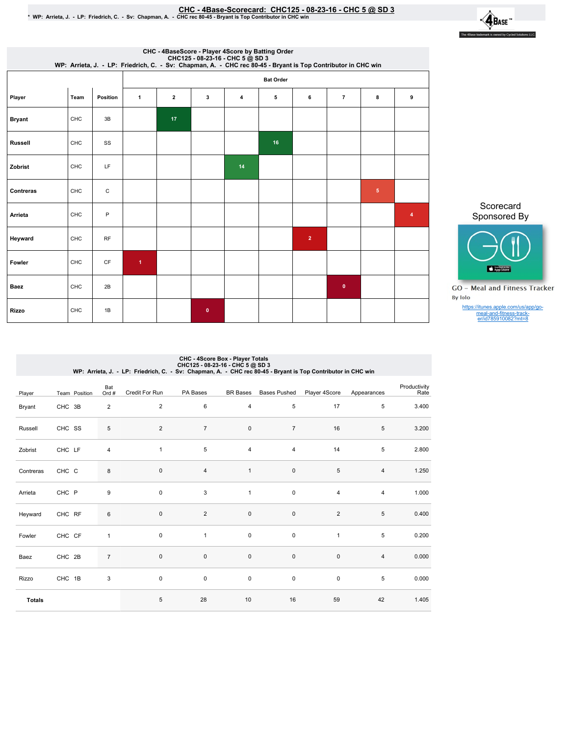# CHC - 4Base-Scorecard: CHC125 - 08-23-16 - CHC 5 @ SD 3

* WP: Arrieta, J. - LP: Friedrich, C. - Sv: Chapman, A. - CHC rec 80-45 - Bryant is Top Contributor in CHC win

## CHC - 4BaseScore - Player 4Score by Batting Order
CHC125 - 08-23-16 - CHC 5 @ SD 3
WP: Arrieta, J. - LP: Friedrich, C. - Sv: Chapman, A. - CHC rec 80-45 - Bryant is Top Contributor in CHC win

| Player | Team | Position | Bat Order 1 | 2 | 3 | 4 | 5 | 6 | 7 | 8 | 9 |
|---|---|---|---|---|---|---|---|---|---|---|---|
| Bryant | CHC | 3B | | 17 | | | | | | | |
| Russell | CHC | SS | | | | | 16 | | | | |
| Zobrist | CHC | LF | | | | 14 | | | | | |
| Contreras | CHC | C | | | | | | | | 5 | |
| Arrieta | CHC | P | | | | | | | | | 4 |
| Heyward | CHC | RF | | | | | | 2 | | | |
| Fowler | CHC | CF | 1 | | | | | | | | |
| Baez | CHC | 2B | | | | | | | 0 | | |
| Rizzo | CHC | 1B | | | 0 | | | | | | |

Scorecard Sponsored By

GO - Meal and Fitness Tracker
By Iolo
https://itunes.apple.com/us/app/go-meal-and-fitness-track-er/id785910082?mt=8

## CHC - 4Score Box - Player Totals
CHC125 - 08-23-16 - CHC 5 @ SD 3
WP: Arrieta, J. - LP: Friedrich, C. - Sv: Chapman, A. - CHC rec 80-45 - Bryant is Top Contributor in CHC win

| Player | Team | Position | Bat Ord # | Credit For Run | PA Bases | BR Bases | Bases Pushed | Player 4Score | Appearances | Productivity Rate |
|---|---|---|---|---|---|---|---|---|---|---|
| Bryant | CHC | 3B | 2 | 2 | 6 | 4 | 5 | 17 | 5 | 3.400 |
| Russell | CHC | SS | 5 | 2 | 7 | 0 | 7 | 16 | 5 | 3.200 |
| Zobrist | CHC | LF | 4 | 1 | 5 | 4 | 4 | 14 | 5 | 2.800 |
| Contreras | CHC | C | 8 | 0 | 4 | 1 | 0 | 5 | 4 | 1.250 |
| Arrieta | CHC | P | 9 | 0 | 3 | 1 | 0 | 4 | 4 | 1.000 |
| Heyward | CHC | RF | 6 | 0 | 2 | 0 | 0 | 2 | 5 | 0.400 |
| Fowler | CHC | CF | 1 | 0 | 1 | 0 | 0 | 1 | 5 | 0.200 |
| Baez | CHC | 2B | 7 | 0 | 0 | 0 | 0 | 0 | 4 | 0.000 |
| Rizzo | CHC | 1B | 3 | 0 | 0 | 0 | 0 | 0 | 5 | 0.000 |
| **Totals** | | | | 5 | 28 | 10 | 16 | 59 | 42 | 1.405 |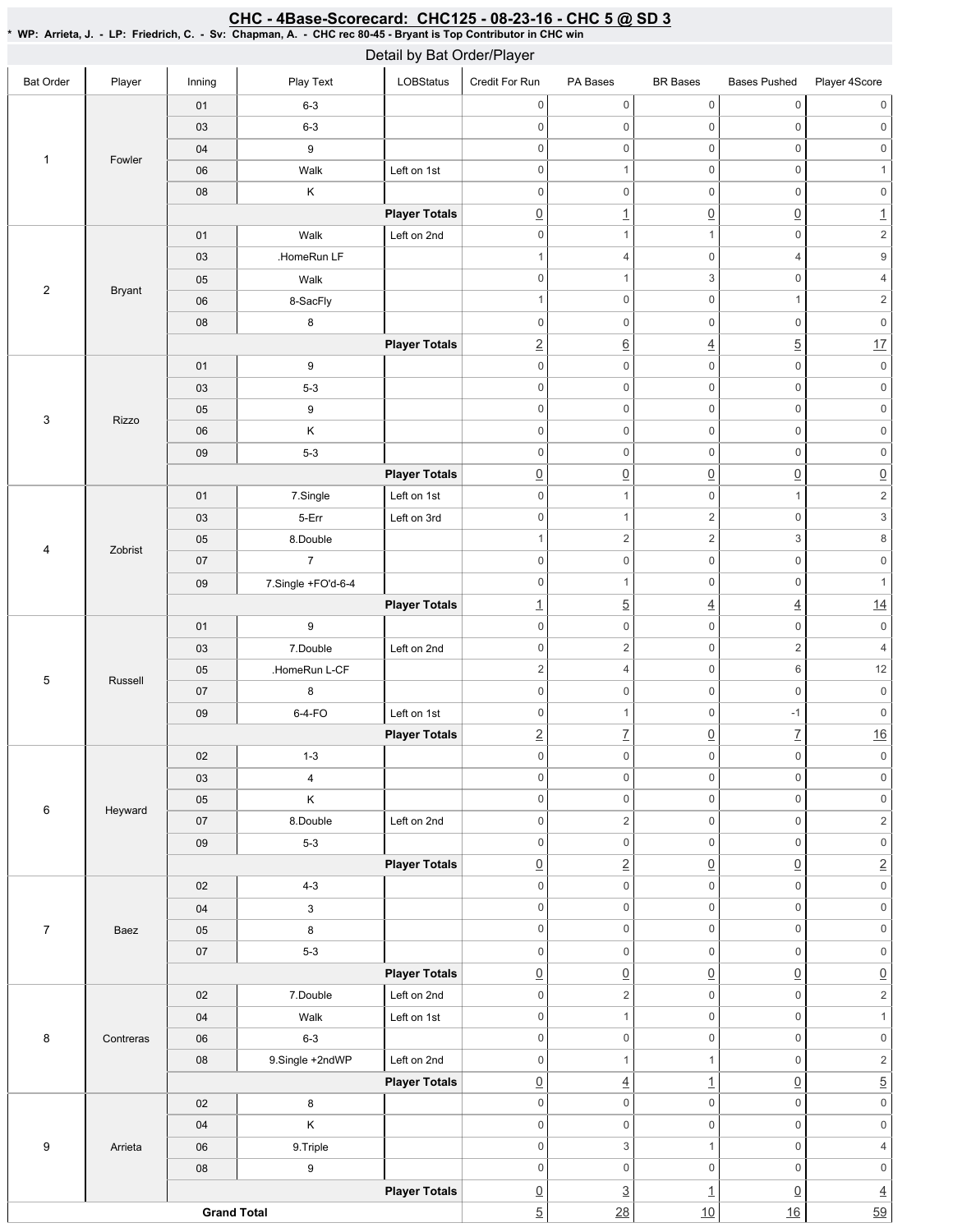## CHC - 4Base-Scorecard: CHC125 - 08-23-16 - CHC 5 @ SD 3

* WP: Arrieta, J. - LP: Friedrich, C. - Sv: Chapman, A. - CHC rec 80-45 - Bryant is Top Contributor in CHC win

### Detail by Bat Order/Player

| Bat Order | Player | Inning | Play Text | LOBStatus | Credit For Run | PA Bases | BR Bases | Bases Pushed | Player 4Score |
|---|---|---|---|---|---|---|---|---|---|
| 1 | Fowler | 01 | 6-3 | | 0 | 0 | 0 | 0 | 0 |
| | | 03 | 6-3 | | 0 | 0 | 0 | 0 | 0 |
| | | 04 | 9 | | 0 | 0 | 0 | 0 | 0 |
| | | 06 | Walk | Left on 1st | 0 | 1 | 0 | 0 | 1 |
| | | 08 | K | | 0 | 0 | 0 | 0 | 0 |
| | | | | **Player Totals** | 0 | 1 | 0 | 0 | 1 |
| 2 | Bryant | 01 | Walk | Left on 2nd | 0 | 1 | 1 | 0 | 2 |
| | | 03 | .HomeRun LF | | 1 | 4 | 0 | 4 | 9 |
| | | 05 | Walk | | 0 | 1 | 3 | 0 | 4 |
| | | 06 | 8-SacFly | | 1 | 0 | 0 | 1 | 2 |
| | | 08 | 8 | | 0 | 0 | 0 | 0 | 0 |
| | | | | **Player Totals** | 2 | 6 | 4 | 5 | 17 |
| 3 | Rizzo | 01 | 9 | | 0 | 0 | 0 | 0 | 0 |
| | | 03 | 5-3 | | 0 | 0 | 0 | 0 | 0 |
| | | 05 | 9 | | 0 | 0 | 0 | 0 | 0 |
| | | 06 | K | | 0 | 0 | 0 | 0 | 0 |
| | | 09 | 5-3 | | 0 | 0 | 0 | 0 | 0 |
| | | | | **Player Totals** | 0 | 0 | 0 | 0 | 0 |
| 4 | Zobrist | 01 | 7.Single | Left on 1st | 0 | 1 | 0 | 1 | 2 |
| | | 03 | 5-Err | Left on 3rd | 0 | 1 | 2 | 0 | 3 |
| | | 05 | 8.Double | | 1 | 2 | 2 | 3 | 8 |
| | | 07 | 7 | | 0 | 0 | 0 | 0 | 0 |
| | | 09 | 7.Single +FO'd-6-4 | | 0 | 1 | 0 | 0 | 1 |
| | | | | **Player Totals** | 1 | 5 | 4 | 4 | 14 |
| 5 | Russell | 01 | 9 | | 0 | 0 | 0 | 0 | 0 |
| | | 03 | 7.Double | Left on 2nd | 0 | 2 | 0 | 2 | 4 |
| | | 05 | .HomeRun L-CF | | 2 | 4 | 0 | 6 | 12 |
| | | 07 | 8 | | 0 | 0 | 0 | 0 | 0 |
| | | 09 | 6-4-FO | Left on 1st | 0 | 1 | 0 | -1 | 0 |
| | | | | **Player Totals** | 2 | 7 | 0 | 7 | 16 |
| 6 | Heyward | 02 | 1-3 | | 0 | 0 | 0 | 0 | 0 |
| | | 03 | 4 | | 0 | 0 | 0 | 0 | 0 |
| | | 05 | K | | 0 | 0 | 0 | 0 | 0 |
| | | 07 | 8.Double | Left on 2nd | 0 | 2 | 0 | 0 | 2 |
| | | 09 | 5-3 | | 0 | 0 | 0 | 0 | 0 |
| | | | | **Player Totals** | 0 | 2 | 0 | 0 | 2 |
| 7 | Baez | 02 | 4-3 | | 0 | 0 | 0 | 0 | 0 |
| | | 04 | 3 | | 0 | 0 | 0 | 0 | 0 |
| | | 05 | 8 | | 0 | 0 | 0 | 0 | 0 |
| | | 07 | 5-3 | | 0 | 0 | 0 | 0 | 0 |
| | | | | **Player Totals** | 0 | 0 | 0 | 0 | 0 |
| 8 | Contreras | 02 | 7.Double | Left on 2nd | 0 | 2 | 0 | 0 | 2 |
| | | 04 | Walk | Left on 1st | 0 | 1 | 0 | 0 | 1 |
| | | 06 | 6-3 | | 0 | 0 | 0 | 0 | 0 |
| | | 08 | 9.Single +2ndWP | Left on 2nd | 0 | 1 | 1 | 0 | 2 |
| | | | | **Player Totals** | 0 | 4 | 1 | 0 | 5 |
| 9 | Arrieta | 02 | 8 | | 0 | 0 | 0 | 0 | 0 |
| | | 04 | K | | 0 | 0 | 0 | 0 | 0 |
| | | 06 | 9.Triple | | 0 | 3 | 1 | 0 | 4 |
| | | 08 | 9 | | 0 | 0 | 0 | 0 | 0 |
| | | | | **Player Totals** | 0 | 3 | 1 | 0 | 4 |
| **Grand Total** | | | | | 5 | 28 | 10 | 16 | 59 |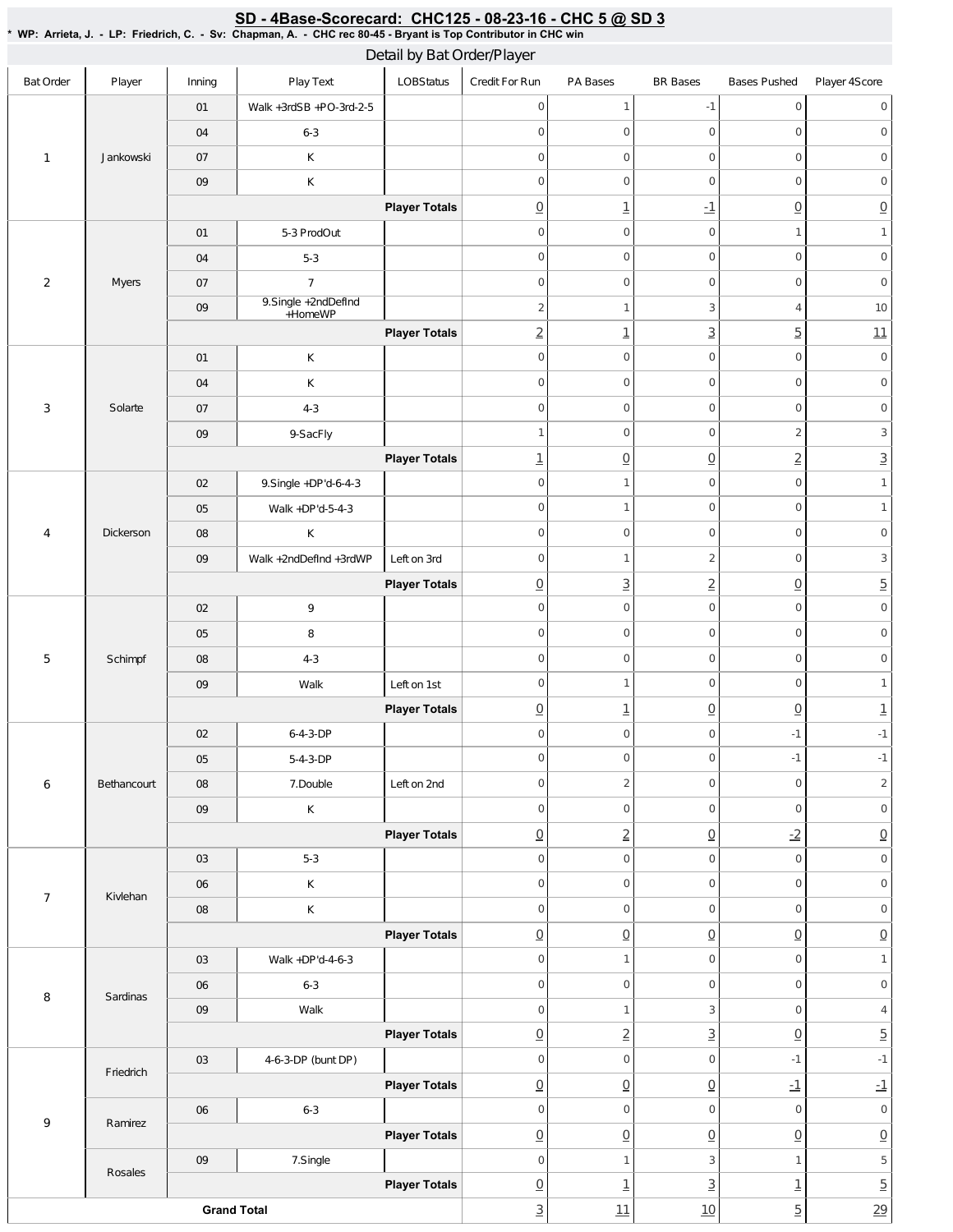## SD - 4Base-Scorecard: CHC125 - 08-23-16 - CHC 5 @ SD 3

**\* WP: Arrieta, J. - LP: Friedrich, C. - Sv: Chapman, A. - CHC rec 80-45 - Bryant is Top Contributor in CHC win**

Detail by Bat Order/Player

| Bat Order | Player | Inning | Play Text | LOBStatus | Credit For Run | PA Bases | BR Bases | Bases Pushed | Player 4Score |
|---|---|---|---|---|---|---|---|---|---|
| 1 | Jankowski | 01 | Walk +3rdSB +PO-3rd-2-5 | | 0 | 1 | -1 | 0 | 0 |
| | | 04 | 6-3 | | 0 | 0 | 0 | 0 | 0 |
| | | 07 | K | | 0 | 0 | 0 | 0 | 0 |
| | | 09 | K | | 0 | 0 | 0 | 0 | 0 |
| | | | | **Player Totals** | 0 | 1 | -1 | 0 | 0 |
| 2 | Myers | 01 | 5-3 ProdOut | | 0 | 0 | 0 | 1 | 1 |
| | | 04 | 5-3 | | 0 | 0 | 0 | 0 | 0 |
| | | 07 | 7 | | 0 | 0 | 0 | 0 | 0 |
| | | 09 | 9.Single +2ndDefInd +HomeWP | | 2 | 1 | 3 | 4 | 10 |
| | | | | **Player Totals** | 2 | 1 | 3 | 5 | 11 |
| 3 | Solarte | 01 | K | | 0 | 0 | 0 | 0 | 0 |
| | | 04 | K | | 0 | 0 | 0 | 0 | 0 |
| | | 07 | 4-3 | | 0 | 0 | 0 | 0 | 0 |
| | | 09 | 9-SacFly | | 1 | 0 | 0 | 2 | 3 |
| | | | | **Player Totals** | 1 | 0 | 0 | 2 | 3 |
| 4 | Dickerson | 02 | 9.Single +DP'd-6-4-3 | | 0 | 1 | 0 | 0 | 1 |
| | | 05 | Walk +DP'd-5-4-3 | | 0 | 1 | 0 | 0 | 1 |
| | | 08 | K | | 0 | 0 | 0 | 0 | 0 |
| | | 09 | Walk +2ndDefInd +3rdWP | Left on 3rd | 0 | 1 | 2 | 0 | 3 |
| | | | | **Player Totals** | 0 | 3 | 2 | 0 | 5 |
| 5 | Schimpf | 02 | 9 | | 0 | 0 | 0 | 0 | 0 |
| | | 05 | 8 | | 0 | 0 | 0 | 0 | 0 |
| | | 08 | 4-3 | | 0 | 0 | 0 | 0 | 0 |
| | | 09 | Walk | Left on 1st | 0 | 1 | 0 | 0 | 1 |
| | | | | **Player Totals** | 0 | 1 | 0 | 0 | 1 |
| 6 | Bethancourt | 02 | 6-4-3-DP | | 0 | 0 | 0 | -1 | -1 |
| | | 05 | 5-4-3-DP | | 0 | 0 | 0 | -1 | -1 |
| | | 08 | 7.Double | Left on 2nd | 0 | 2 | 0 | 0 | 2 |
| | | 09 | K | | 0 | 0 | 0 | 0 | 0 |
| | | | | **Player Totals** | 0 | 2 | 0 | -2 | 0 |
| 7 | Kivlehan | 03 | 5-3 | | 0 | 0 | 0 | 0 | 0 |
| | | 06 | K | | 0 | 0 | 0 | 0 | 0 |
| | | 08 | K | | 0 | 0 | 0 | 0 | 0 |
| | | | | **Player Totals** | 0 | 0 | 0 | 0 | 0 |
| 8 | Sardinas | 03 | Walk +DP'd-4-6-3 | | 0 | 1 | 0 | 0 | 1 |
| | | 06 | 6-3 | | 0 | 0 | 0 | 0 | 0 |
| | | 09 | Walk | | 0 | 1 | 3 | 0 | 4 |
| | | | | **Player Totals** | 0 | 2 | 3 | 0 | 5 |
| 9 | Friedrich | 03 | 4-6-3-DP (bunt DP) | | 0 | 0 | 0 | -1 | -1 |
| | | | | **Player Totals** | 0 | 0 | 0 | -1 | -1 |
| | Ramirez | 06 | 6-3 | | 0 | 0 | 0 | 0 | 0 |
| | | | | **Player Totals** | 0 | 0 | 0 | 0 | 0 |
| | Rosales | 09 | 7.Single | | 0 | 1 | 3 | 1 | 5 |
| | | | | **Player Totals** | 0 | 1 | 3 | 1 | 5 |
| **Grand Total** | | | | | 3 | 11 | 10 | 5 | 29 |